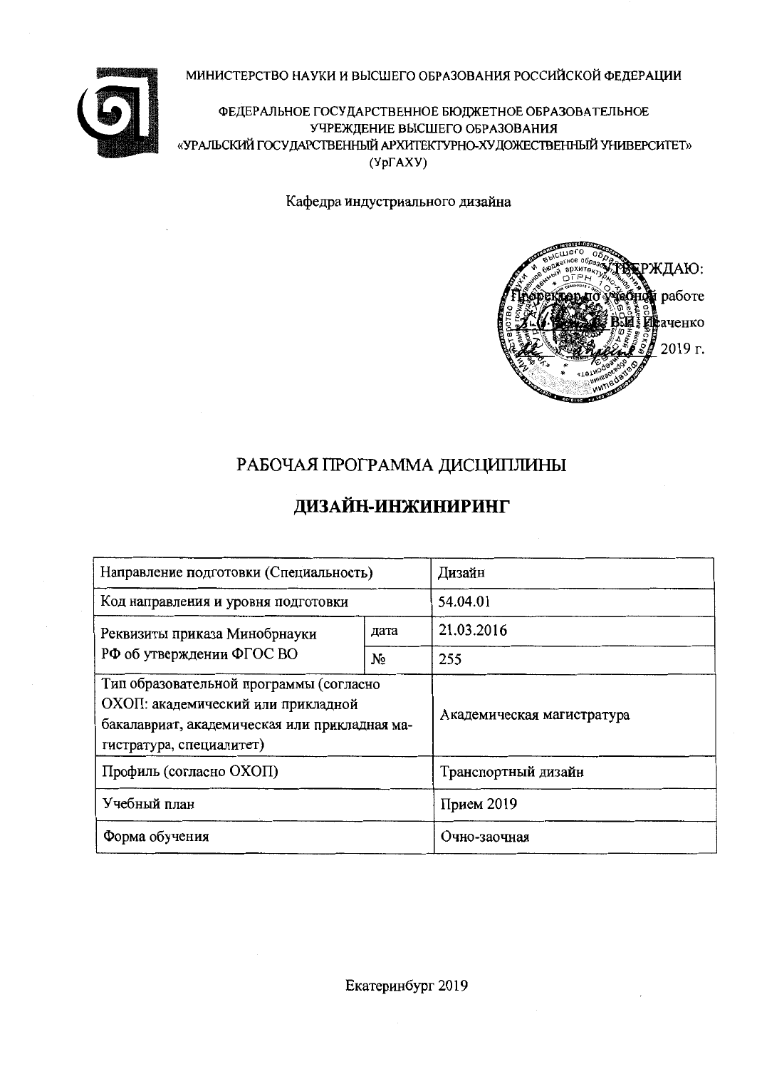МИНИСТЕРСТВО НАУКИ И ВЫСШЕГО ОБРАЗОВАНИЯ РОССИЙСКОЙ ФЕДЕРАЦИИ

ФЕДЕРАЛЬНОЕ ГОСУДАРСТВЕННОЕ БЮДЖЕТНОЕ ОБРАЗОВАТЕЛЬНОЕ УЧРЕЖДЕНИЕ ВЫСШЕГО ОБРАЗОВАНИЯ
«УРАЛЬСКИЙ ГОСУДАРСТВЕННЫЙ АРХИТЕКТУРНО-ХУДОЖЕСТВЕННЫЙ УНИВЕРСИТЕТ»
(УрГАХУ)

Кафедра индустриального дизайна

УТВЕРЖДАЮ:
Проректор по учебной работе
В.И. Исаченко
2019 г.

# РАБОЧАЯ ПРОГРАММА ДИСЦИПЛИНЫ

# ДИЗАЙН-ИНЖИНИРИНГ

| Направление подготовки (Специальность) | | Дизайн |
|---|---|---|
| Код направления и уровня подготовки | | 54.04.01 |
| Реквизиты приказа Минобрнауки РФ об утверждении ФГОС ВО | дата | 21.03.2016 |
| | № | 255 |
| Тип образовательной программы (согласно ОХОП: академический или прикладной бакалавриат, академическая или прикладная магистратура, специалитет) | | Академическая магистратура |
| Профиль (согласно ОХОП) | | Транспортный дизайн |
| Учебный план | | Прием 2019 |
| Форма обучения | | Очно-заочная |

Екатеринбург 2019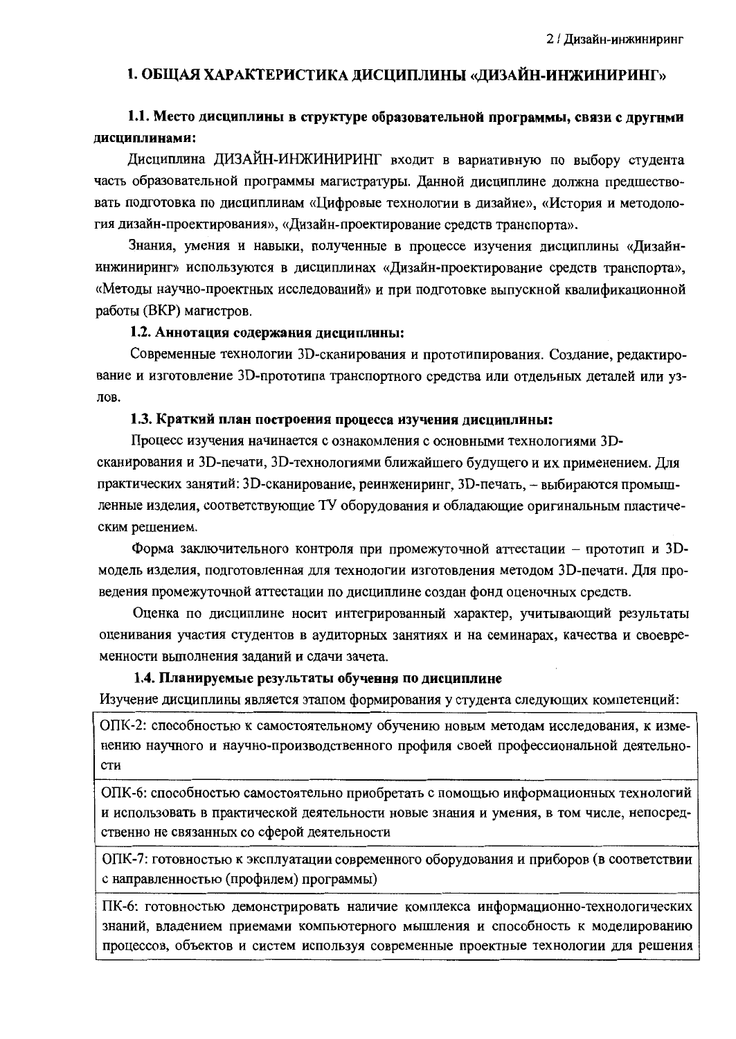# 1. ОБЩАЯ ХАРАКТЕРИСТИКА ДИСЦИПЛИНЫ «ДИЗАЙН-ИНЖИНИРИНГ»

## 1.1. Место дисциплины в структуре образовательной программы, связи с другими дисциплинами:

Дисциплина ДИЗАЙН-ИНЖИНИРИНГ входит в вариативную по выбору студента часть образовательной программы магистратуры. Данной дисциплине должна предшествовать подготовка по дисциплинам «Цифровые технологии в дизайне», «История и методология дизайн-проектирования», «Дизайн-проектирование средств транспорта».

Знания, умения и навыки, полученные в процессе изучения дисциплины «Дизайн-инжиниринг» используются в дисциплинах «Дизайн-проектирование средств транспорта», «Методы научно-проектных исследований» и при подготовке выпускной квалификационной работы (ВКР) магистров.

### 1.2. Аннотация содержания дисциплины:

Современные технологии 3D-сканирования и прототипирования. Создание, редактирование и изготовление 3D-прототипа транспортного средства или отдельных деталей или узлов.

### 1.3. Краткий план построения процесса изучения дисциплины:

Процесс изучения начинается с ознакомления с основными технологиями 3D-сканирования и 3D-печати, 3D-технологиями ближайшего будущего и их применением. Для практических занятий: 3D-сканирование, реинженириng, 3D-печать, – выбираются промышленные изделия, соответствующие ТУ оборудования и обладающие оригинальным пластическим решением.

Форма заключительного контроля при промежуточной аттестации – прототип и 3D-модель изделия, подготовленная для технологии изготовления методом 3D-печати. Для проведения промежуточной аттестации по дисциплине создан фонд оценочных средств.

Оценка по дисциплине носит интегрированный характер, учитывающий результаты оценивания участия студентов в аудиторных занятиях и на семинарах, качества и своевременности выполнения заданий и сдачи зачета.

### 1.4. Планируемые результаты обучения по дисциплине

Изучение дисциплины является этапом формирования у студента следующих компетенций:

| |
|---|
| ОПК-2: способностью к самостоятельному обучению новым методам исследования, к изменению научного и научно-производственного профиля своей профессиональной деятельности |
| ОПК-6: способностью самостоятельно приобретать с помощью информационных технологий и использовать в практической деятельности новые знания и умения, в том числе, непосредственно не связанных со сферой деятельности |
| ОПК-7: готовностью к эксплуатации современного оборудования и приборов (в соответствии с направленностью (профилем) программы) |
| ПК-6: готовностью демонстрировать наличие комплекса информационно-технологических знаний, владением приемами компьютерного мышления и способность к моделированию процессов, объектов и систем используя современные проектные технологии для решения |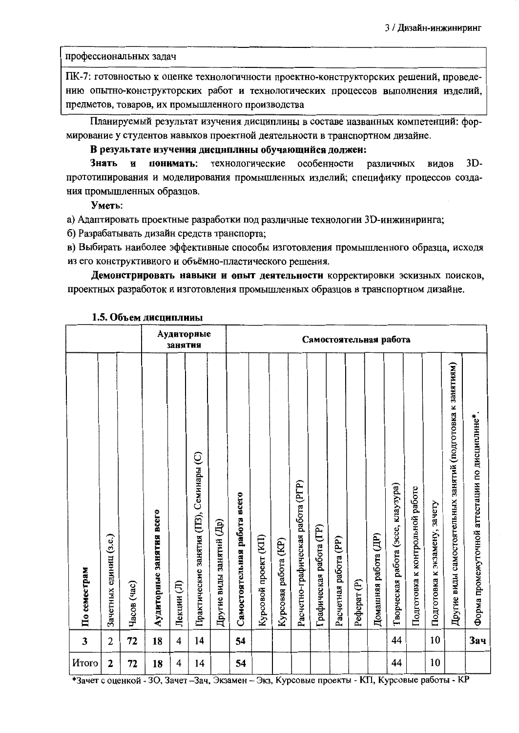| профессиональных задач |
|---|
| ПК-7: готовностью к оценке технологичности проектно-конструкторских решений, проведению опытно-конструкторских работ и технологических процессов выполнения изделий, предметов, товаров, их промышленного производства |

Планируемый результат изучения дисциплины в составе названных компетенций: формирование у студентов навыков проектной деятельности в транспортном дизайне.

**В результате изучения дисциплины обучающийся должен:**

**Знать и понимать:** технологические особенности различных видов 3D-прототипирования и моделирования промышленных изделий; специфику процессов создания промышленных образцов.

**Уметь:**

а) Адаптировать проектные разработки под различные технологии 3D-инжиниринга;

б) Разрабатывать дизайн средств транспорта;

в) Выбирать наиболее эффективные способы изготовления промышленного образца, исходя из его конструктивного и объёмно-пластического решения.

**Демонстрировать навыки и опыт деятельности** корректировки эскизных поисков, проектных разработок и изготовления промышленных образцов в транспортном дизайне.

### 1.5. Объем дисциплины

| | | | Аудиторные занятия | | | | Самостоятельная работа | | | | | | | | | | | | | |
|---|---|---|---|---|---|---|---|---|---|---|---|---|---|---|---|---|---|---|---|---|
| По семестрам | Зачетных единиц (з.е.) | Часов (час) | Аудиторные занятия всего | Лекции (Л) | Практические занятия (ПЗ), Семинары (С) | Другие виды занятий (Др) | Самостоятельная работа всего | Курсовой проект (КП) | Курсовая работа (КР) | Расчетно-графическая работа (РГР) | Графическая работа (ГР) | Расчетная работа (РР) | Реферат (Р) | Домашняя работа (ДР) | Творческая работа (эссе, клаузура) | Подготовка к контрольной работе | Подготовка к экзамену, зачету | Другие виды самостоятельных занятий (подготовка к занятиям) | Форма промежуточной аттестации по дисциплине* |
| **3** | 2 | **72** | **18** | 4 | 14 | | **54** | | | | | | | | 44 | | 10 | | **Зач** |
| Итого | **2** | **72** | **18** | 4 | 14 | | **54** | | | | | | | | 44 | | 10 | | |

*Зачет с оценкой - ЗО, Зачет –Зач, Экзамен – Экз, Курсовые проекты - КП, Курсовые работы - КР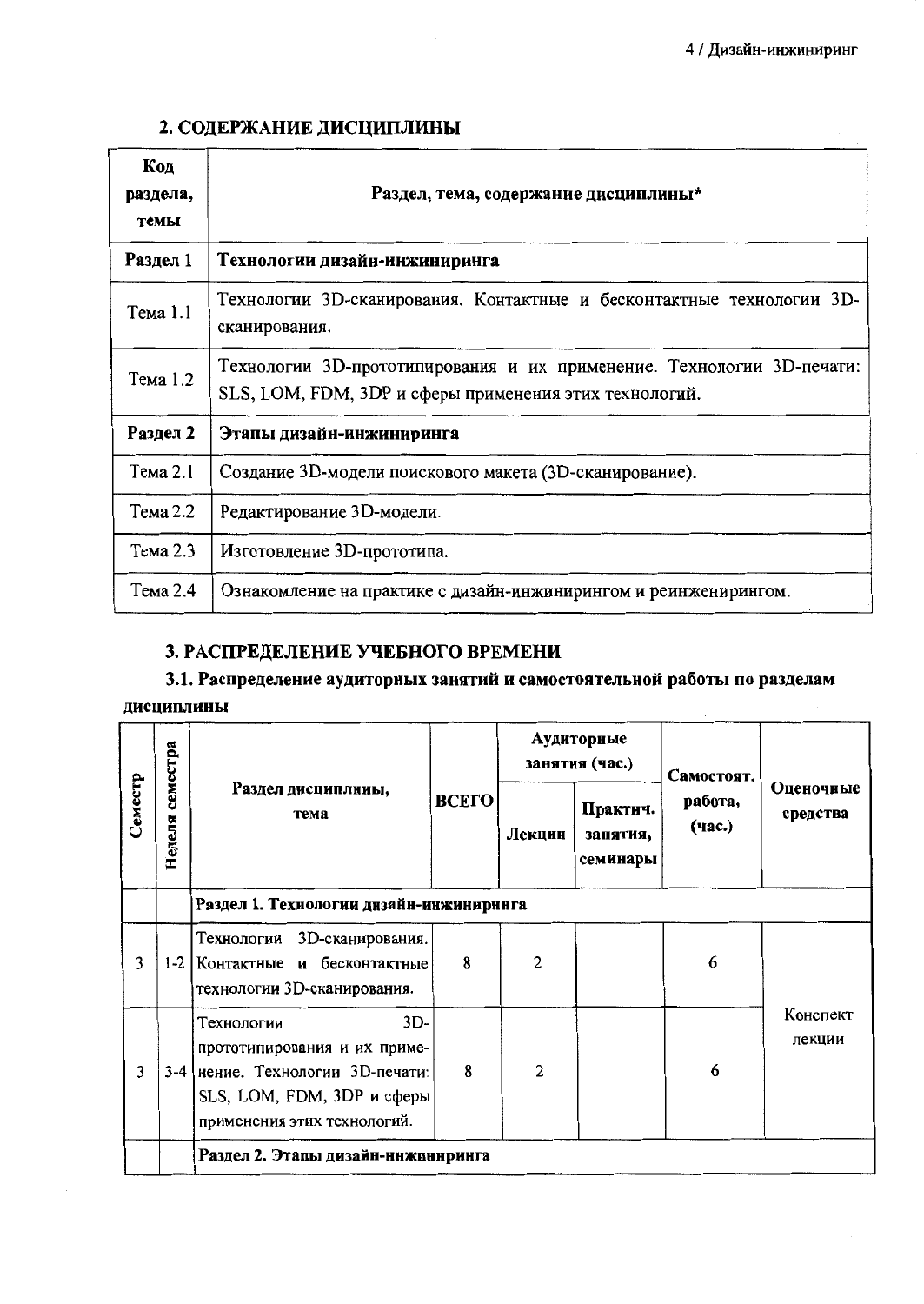## 2. СОДЕРЖАНИЕ ДИСЦИПЛИНЫ

| Код раздела, темы | Раздел, тема, содержание дисциплины* |
|---|---|
| **Раздел 1** | **Технологии дизайн-инжиниринга** |
| Тема 1.1 | Технологии 3D-сканирования. Контактные и бесконтактные технологии 3D-сканирования. |
| Тема 1.2 | Технологии 3D-прототипирования и их применение. Технологии 3D-печати: SLS, LOM, FDM, 3DP и сферы применения этих технологий. |
| **Раздел 2** | **Этапы дизайн-инжиниринга** |
| Тема 2.1 | Создание 3D-модели поискового макета (3D-сканирование). |
| Тема 2.2 | Редактирование 3D-модели. |
| Тема 2.3 | Изготовление 3D-прототипа. |
| Тема 2.4 | Ознакомление на практике с дизайн-инжинирингом и реинженирингом. |

## 3. РАСПРЕДЕЛЕНИЕ УЧЕБНОГО ВРЕМЕНИ

### 3.1. Распределение аудиторных занятий и самостоятельной работы по разделам дисциплины

| Семестр | Неделя семестра | Раздел дисциплины, тема | ВСЕГО | Аудиторные занятия (час.) | | Самостоят. работа, (час.) | Оценочные средства |
|---|---|---|---|---|---|---|---|
| | | | | Лекции | Практич. занятия, семинары | | |
| | | **Раздел 1. Технологии дизайн-инжиниринга** | | | | | |
| 3 | 1-2 | Технологии 3D-сканирования. Контактные и бесконтактные технологии 3D-сканирования. | 8 | 2 | | 6 | Конспект лекции |
| 3 | 3-4 | Технологии 3D-прототипирования и их применение. Технологии 3D-печати: SLS, LOM, FDM, 3DP и сферы применения этих технологий. | 8 | 2 | | 6 | |
| | | **Раздел 2. Этапы дизайн-инжиниринга** | | | | | |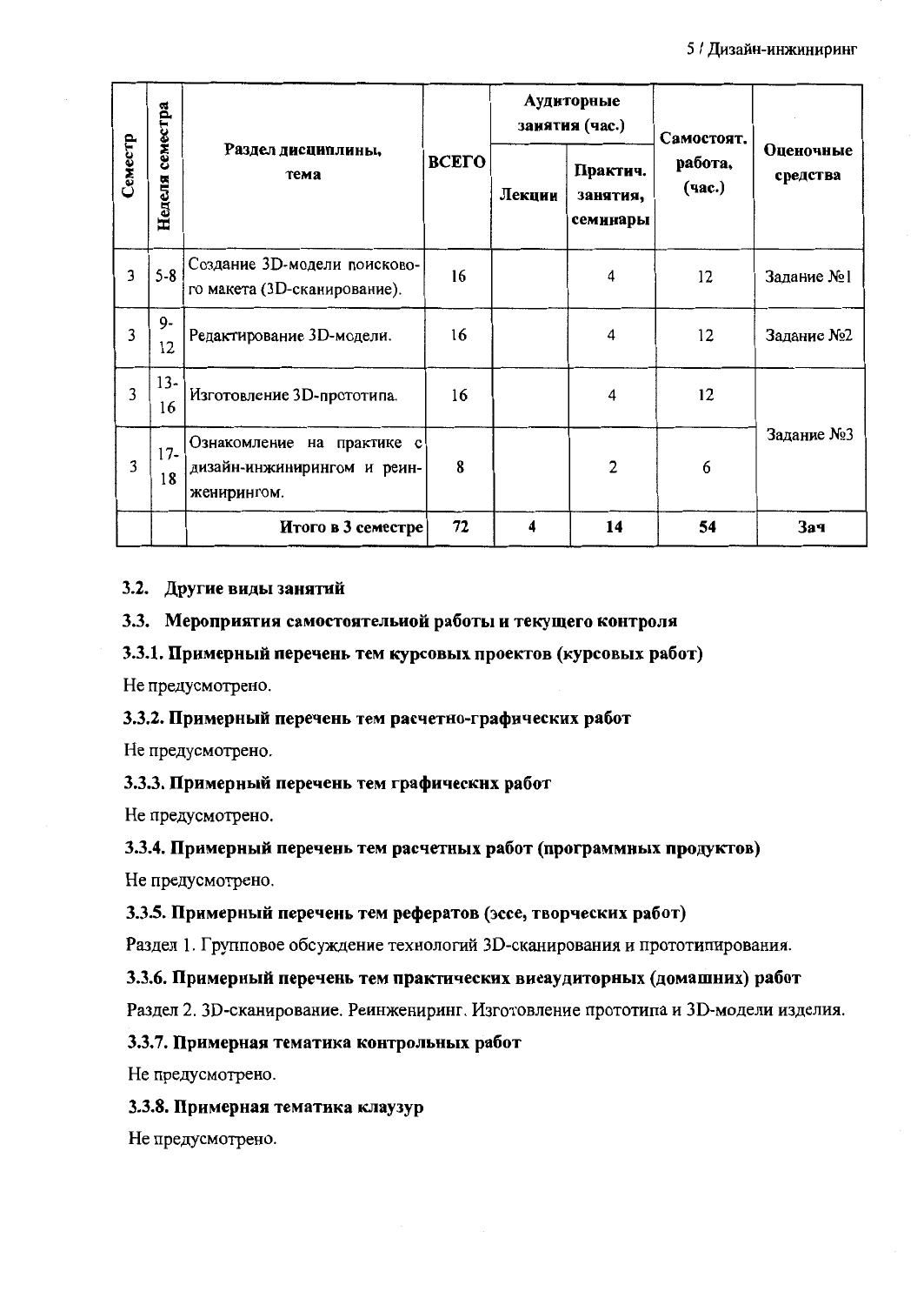| Семестр | Неделя семестра | Раздел дисциплины, тема | ВСЕГО | Аудиторные занятия (час.) | | Самостоят. работа, (час.) | Оценочные средства |
|---|---|---|---|---|---|---|---|
| | | | | Лекции | Практич. занятия, семинары | | |
| 3 | 5-8 | Создание 3D-модели поискового макета (3D-сканирование). | 16 | | 4 | 12 | Задание №1 |
| 3 | 9-12 | Редактирование 3D-модели. | 16 | | 4 | 12 | Задание №2 |
| 3 | 13-16 | Изготовление 3D-прототипа. | 16 | | 4 | 12 | Задание №3 |
| 3 | 17-18 | Ознакомление на практике с дизайн-инжинирингом и реинжинирингом. | 8 | | 2 | 6 | |
| | | **Итого в 3 семестре** | **72** | **4** | **14** | **54** | **Зач** |

### 3.2. Другие виды занятий

### 3.3. Мероприятия самостоятельной работы и текущего контроля

#### 3.3.1. Примерный перечень тем курсовых проектов (курсовых работ)

Не предусмотрено.

#### 3.3.2. Примерный перечень тем расчетно-графических работ

Не предусмотрено.

#### 3.3.3. Примерный перечень тем графических работ

Не предусмотрено.

#### 3.3.4. Примерный перечень тем расчетных работ (программных продуктов)

Не предусмотрено.

#### 3.3.5. Примерный перечень тем рефератов (эссе, творческих работ)

Раздел 1. Групповое обсуждение технологий 3D-сканирования и прототипирования.

#### 3.3.6. Примерный перечень тем практических внеаудиторных (домашних) работ

Раздел 2. 3D-сканирование. Реинжениринг. Изготовление прототипа и 3D-модели изделия.

#### 3.3.7. Примерная тематика контрольных работ

Не предусмотрено.

#### 3.3.8. Примерная тематика клаузур

Не предусмотрено.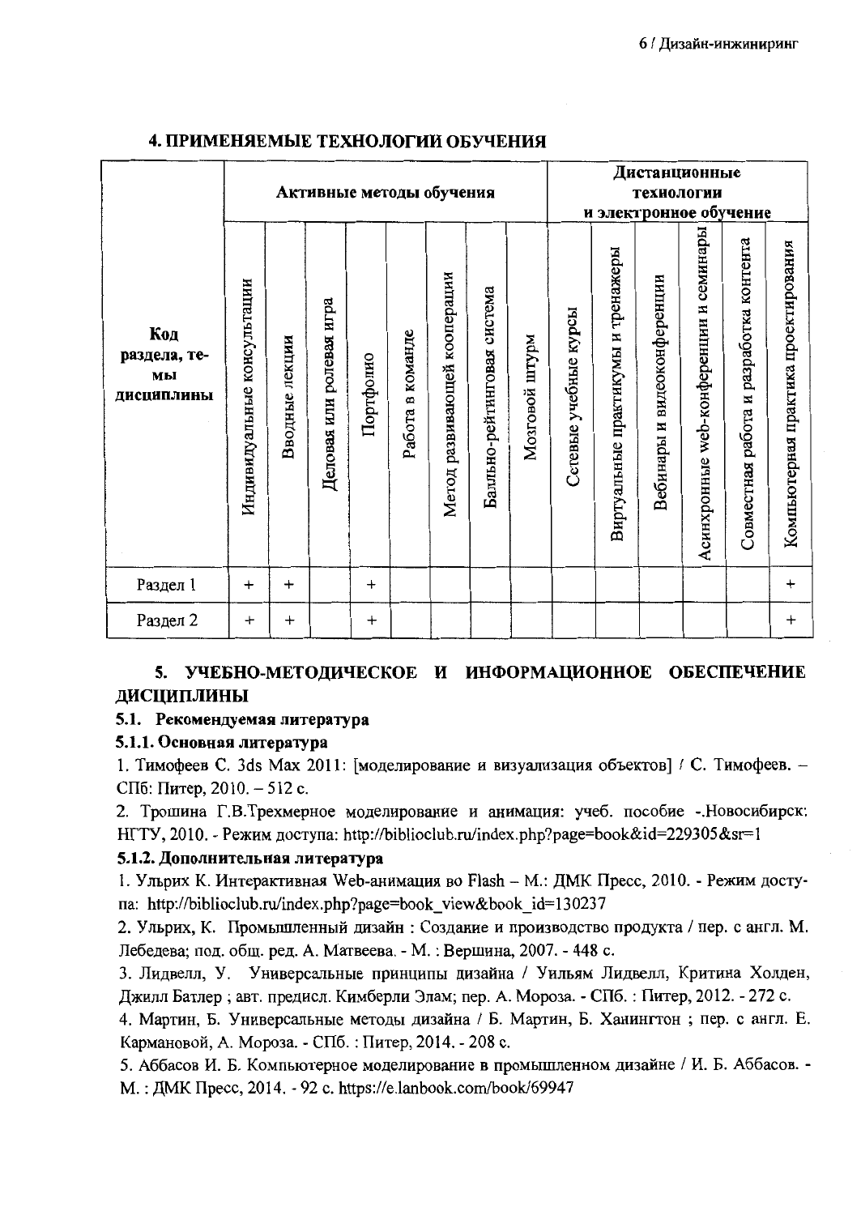## 4. ПРИМЕНЯЕМЫЕ ТЕХНОЛОГИИ ОБУЧЕНИЯ

| Код раздела, темы дисциплины | Активные методы обучения | | | | | | | | Дистанционные технологии и электронное обучение | | | | | |
|---|---|---|---|---|---|---|---|---|---|---|---|---|---|---|
| | Индивидуальные консультации | Вводные лекции | Деловая или ролевая игра | Портфолио | Работа в команде | Метод развивающей кооперации | Балльно-рейтинговая система | Мозговой штурм | Сетевые учебные курсы | Виртуальные практикумы и тренажеры | Вебинары и видеоконференции | Асинхронные web-конференции и семинары | Совместная работа и разработка контента | Компьютерная практика проектирования |
| Раздел 1 | + | + | | + | | | | | | | | | | + |
| Раздел 2 | + | + | | + | | | | | | | | | | + |

## 5. УЧЕБНО-МЕТОДИЧЕСКОЕ И ИНФОРМАЦИОННОЕ ОБЕСПЕЧЕНИЕ ДИСЦИПЛИНЫ

### 5.1. Рекомендуемая литература

#### 5.1.1. Основная литература

1. Тимофеев С. 3ds Max 2011: [моделирование и визуализация объектов] / С. Тимофеев. – СПб: Питер, 2010. – 512 с.

2. Трошина Г.В.Трехмерное моделирование и анимация: учеб. пособие -.Новосибирск: НГТУ, 2010. - Режим доступа: http://biblioclub.ru/index.php?page=book&id=229305&sr=1

#### 5.1.2. Дополнительная литература

1. Ульрих К. Интерактивная Web-анимация во Flash – М.: ДМК Пресс, 2010. - Режим доступа: http://biblioclub.ru/index.php?page=book_view&book_id=130237

2. Ульрих, К. Промышленный дизайн : Создание и производство продукта / пер. с англ. М. Лебедева; под. общ. ред. А. Матвеева. - М. : Вершина, 2007. - 448 с.

3. Лидвелл, У. Универсальные принципы дизайна / Уильям Лидвелл, Критина Холден, Джилл Батлер ; авт. предисл. Кимберли Элам; пер. А. Мороза. - СПб. : Питер, 2012. - 272 с.

4. Мартин, Б. Универсальные методы дизайна / Б. Мартин, Б. Ханингтон ; пер. с англ. Е. Кармановой, А. Мороза. - СПб. : Питер, 2014. - 208 с.

5. Аббасов И. Б. Компьютерное моделирование в промышленном дизайне / И. Б. Аббасов. - М. : ДМК Пресс, 2014. - 92 с. https://e.lanbook.com/book/69947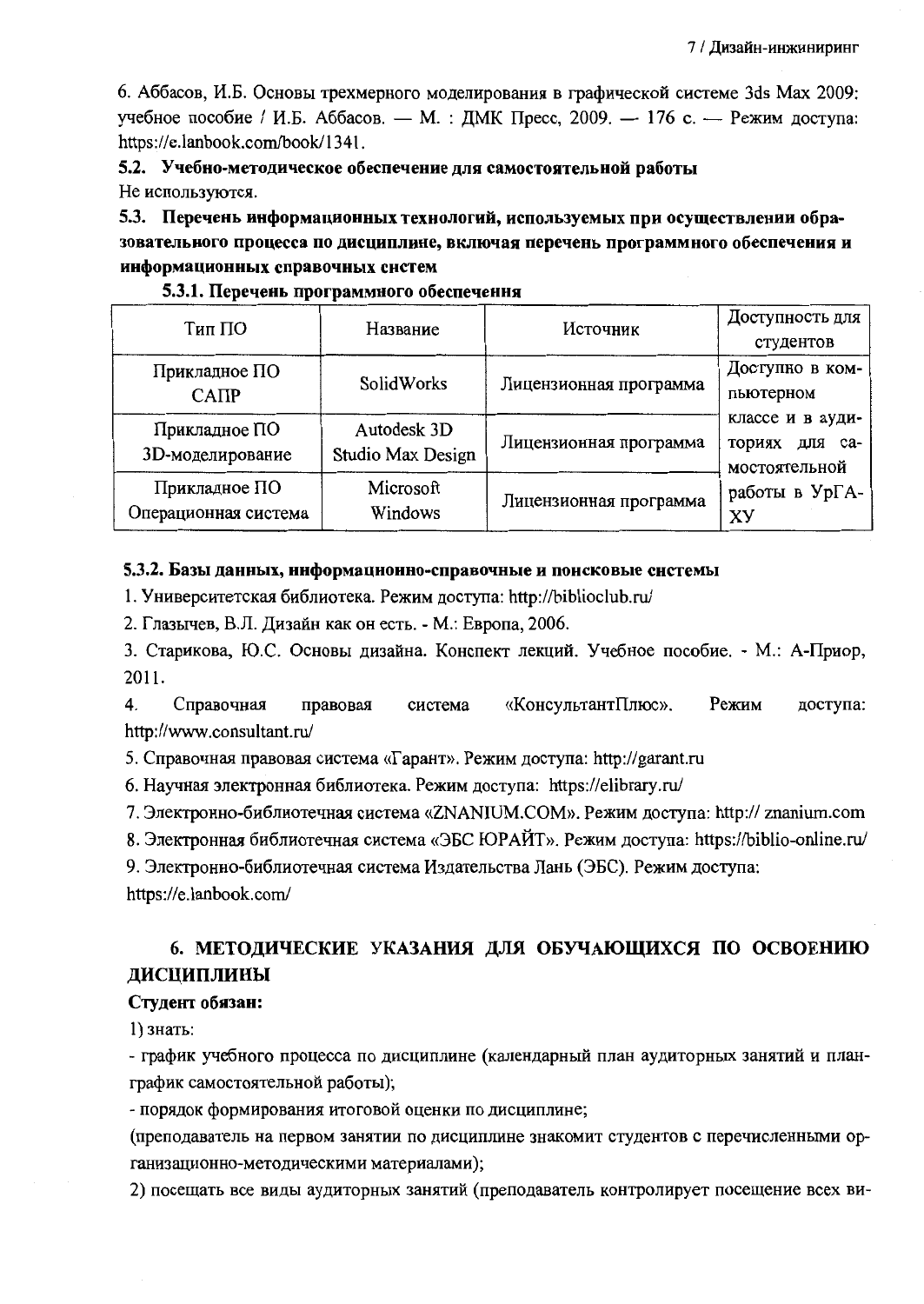6. Аббасов, И.Б. Основы трехмерного моделирования в графической системе 3ds Max 2009: учебное пособие / И.Б. Аббасов. — М. : ДМК Пресс, 2009. — 176 с. — Режим доступа: https://e.lanbook.com/book/1341.

**5.2. Учебно-методическое обеспечение для самостоятельной работы**

Не используются.

**5.3. Перечень информационных технологий, используемых при осуществлении образовательного процесса по дисциплине, включая перечень программного обеспечения и информационных справочных систем**

**5.3.1. Перечень программного обеспечения**

| Тип ПО | Название | Источник | Доступность для студентов |
|---|---|---|---|
| Прикладное ПО САПР | SolidWorks | Лицензионная программа | Доступно в компьютерном классе и в аудиториях для самостоятельной работы в УрГАХУ |
| Прикладное ПО 3D-моделирование | Autodesk 3D Studio Max Design | Лицензионная программа | |
| Прикладное ПО Операционная система | Microsoft Windows | Лицензионная программа | |

**5.3.2. Базы данных, информационно-справочные и поисковые системы**

1. Университетская библиотека. Режим доступа: http://biblioclub.ru/
2. Глазычев, В.Л. Дизайн как он есть. - М.: Европа, 2006.
3. Старикова, Ю.С. Основы дизайна. Конспект лекций. Учебное пособие. - М.: А-Приор, 2011.
4. Справочная правовая система «КонсультантПлюс». Режим доступа: http://www.consultant.ru/
5. Справочная правовая система «Гарант». Режим доступа: http://garant.ru
6. Научная электронная библиотека. Режим доступа: https://elibrary.ru/
7. Электронно-библиотечная система «ZNANIUM.COM». Режим доступа: http:// znanium.com
8. Электронная библиотечная система «ЭБС ЮРАЙТ». Режим доступа: https://biblio-online.ru/
9. Электронно-библиотечная система Издательства Лань (ЭБС). Режим доступа: https://e.lanbook.com/

## 6. МЕТОДИЧЕСКИЕ УКАЗАНИЯ ДЛЯ ОБУЧАЮЩИХСЯ ПО ОСВОЕНИЮ ДИСЦИПЛИНЫ

**Студент обязан:**

1) знать:

- график учебного процесса по дисциплине (календарный план аудиторных занятий и план-график самостоятельной работы);
- порядок формирования итоговой оценки по дисциплине;

(преподаватель на первом занятии по дисциплине знакомит студентов с перечисленными организационно-методическими материалами);

2) посещать все виды аудиторных занятий (преподаватель контролирует посещение всех ви-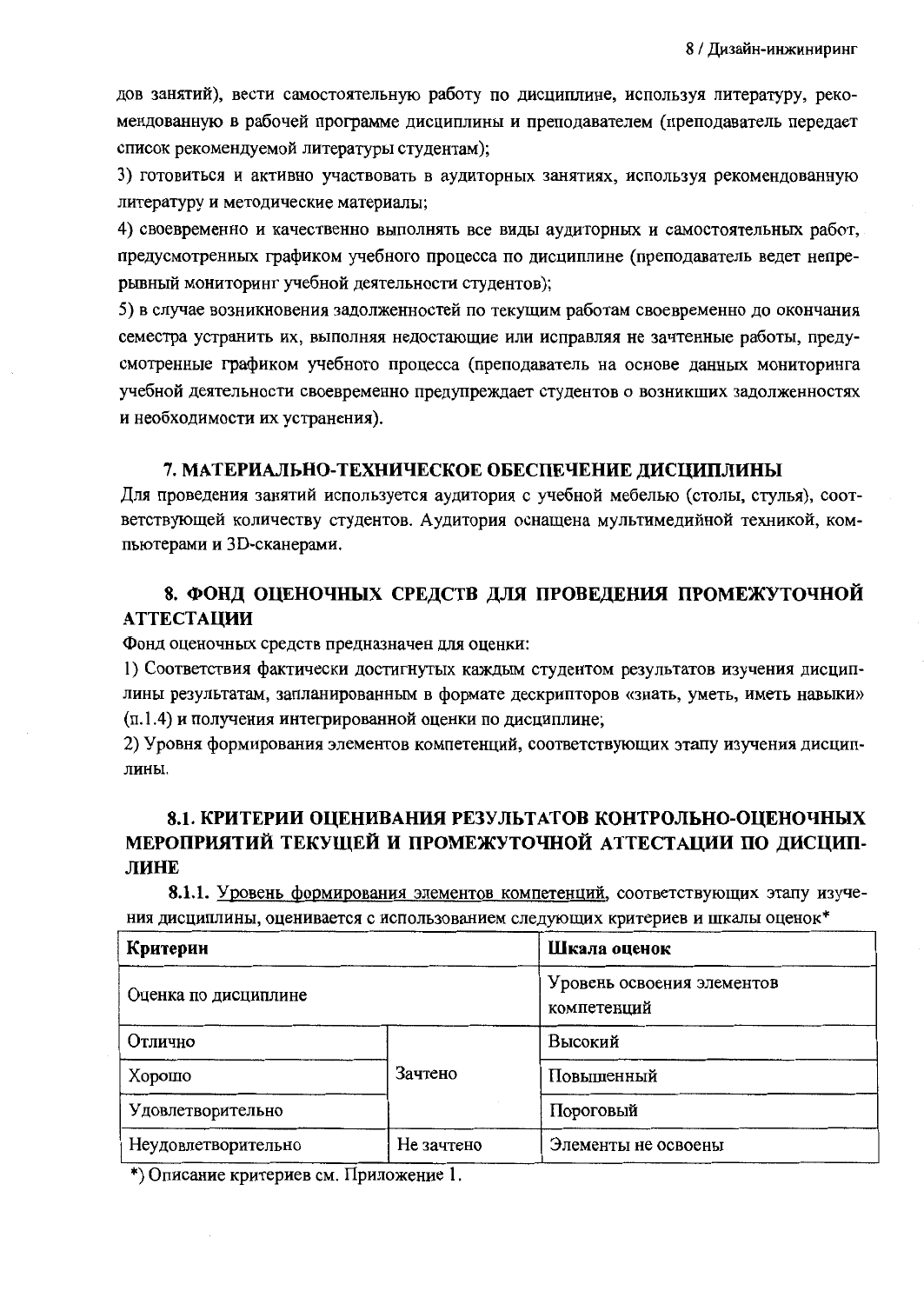дов занятий), вести самостоятельную работу по дисциплине, используя литературу, рекомендованную в рабочей программе дисциплины и преподавателем (преподаватель передает список рекомендуемой литературы студентам);

3) готовиться и активно участвовать в аудиторных занятиях, используя рекомендованную литературу и методические материалы;

4) своевременно и качественно выполнять все виды аудиторных и самостоятельных работ, предусмотренных графиком учебного процесса по дисциплине (преподаватель ведет непрерывный мониторинг учебной деятельности студентов);

5) в случае возникновения задолженностей по текущим работам своевременно до окончания семестра устранить их, выполняя недостающие или исправляя не зачтенные работы, предусмотренные графиком учебного процесса (преподаватель на основе данных мониторинга учебной деятельности своевременно предупреждает студентов о возникших задолженностях и необходимости их устранения).

## 7. МАТЕРИАЛЬНО-ТЕХНИЧЕСКОЕ ОБЕСПЕЧЕНИЕ ДИСЦИПЛИНЫ

Для проведения занятий используется аудитория с учебной мебелью (столы, стулья), соответствующей количеству студентов. Аудитория оснащена мультимедийной техникой, компьютерами и 3D-сканерами.

## 8. ФОНД ОЦЕНОЧНЫХ СРЕДСТВ ДЛЯ ПРОВЕДЕНИЯ ПРОМЕЖУТОЧНОЙ АТТЕСТАЦИИ

Фонд оценочных средств предназначен для оценки:

1) Соответствия фактически достигнутых каждым студентом результатов изучения дисциплины результатам, запланированным в формате дескрипторов «знать, уметь, иметь навыки» (п.1.4) и получения интегрированной оценки по дисциплине;

2) Уровня формирования элементов компетенций, соответствующих этапу изучения дисциплины.

## 8.1. КРИТЕРИИ ОЦЕНИВАНИЯ РЕЗУЛЬТАТОВ КОНТРОЛЬНО-ОЦЕНОЧНЫХ МЕРОПРИЯТИЙ ТЕКУЩЕЙ И ПРОМЕЖУТОЧНОЙ АТТЕСТАЦИИ ПО ДИСЦИПЛИНЕ

**8.1.1.** Уровень формирования элементов компетенций, соответствующих этапу изучения дисциплины, оценивается с использованием следующих критериев и шкалы оценок*

| **Критерии** | | **Шкала оценок** |
|---|---|---|
| Оценка по дисциплине | | Уровень освоения элементов компетенций |
| Отлично | Зачтено | Высокий |
| Хорошо | | Повышенный |
| Удовлетворительно | | Пороговый |
| Неудовлетворительно | Не зачтено | Элементы не освоены |

*) Описание критериев см. Приложение 1.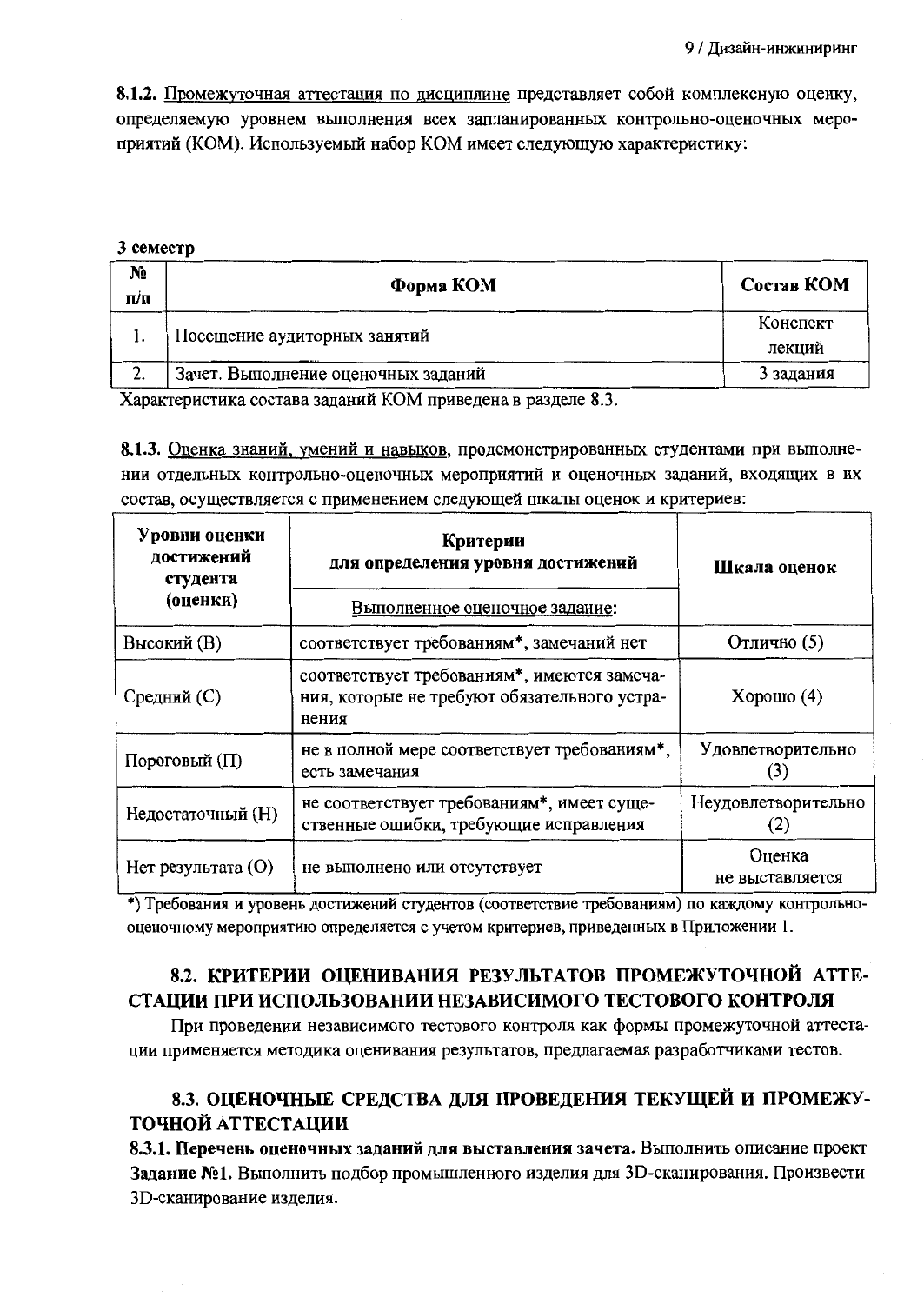**8.1.2.** Промежуточная аттестация по дисциплине представляет собой комплексную оценку, определяемую уровнем выполнения всех запланированных контрольно-оценочных мероприятий (КОМ). Используемый набор КОМ имеет следующую характеристику:

**3 семестр**

| № п/п | Форма КОМ | Состав КОМ |
|---|---|---|
| 1. | Посещение аудиторных занятий | Конспект лекций |
| 2. | Зачет. Выполнение оценочных заданий | 3 задания |

Характеристика состава заданий КОМ приведена в разделе 8.3.

**8.1.3.** Оценка знаний, умений и навыков, продемонстрированных студентами при выполнении отдельных контрольно-оценочных мероприятий и оценочных заданий, входящих в их состав, осуществляется с применением следующей шкалы оценок и критериев:

| Уровни оценки достижений студента (оценки) | Критерии для определения уровня достижений<br>Выполненное оценочное задание: | Шкала оценок |
|---|---|---|
| Высокий (В) | соответствует требованиям*, замечаний нет | Отлично (5) |
| Средний (С) | соответствует требованиям*, имеются замечания, которые не требуют обязательного устранения | Хорошо (4) |
| Пороговый (П) | не в полной мере соответствует требованиям*, есть замечания | Удовлетворительно (3) |
| Недостаточный (Н) | не соответствует требованиям*, имеет существенные ошибки, требующие исправления | Неудовлетворительно (2) |
| Нет результата (О) | не выполнено или отсутствует | Оценка не выставляется |

*) Требования и уровень достижений студентов (соответствие требованиям) по каждому контрольно-оценочному мероприятию определяется с учетом критериев, приведенных в Приложении 1.

## 8.2. КРИТЕРИИ ОЦЕНИВАНИЯ РЕЗУЛЬТАТОВ ПРОМЕЖУТОЧНОЙ АТТЕСТАЦИИ ПРИ ИСПОЛЬЗОВАНИИ НЕЗАВИСИМОГО ТЕСТОВОГО КОНТРОЛЯ

При проведении независимого тестового контроля как формы промежуточной аттестации применяется методика оценивания результатов, предлагаемая разработчиками тестов.

## 8.3. ОЦЕНОЧНЫЕ СРЕДСТВА ДЛЯ ПРОВЕДЕНИЯ ТЕКУЩЕЙ И ПРОМЕЖУТОЧНОЙ АТТЕСТАЦИИ

**8.3.1. Перечень оценочных заданий для выставления зачета.** Выполнить описание проект **Задание №1.** Выполнить подбор промышленного изделия для 3D-сканирования. Произвести 3D-сканирование изделия.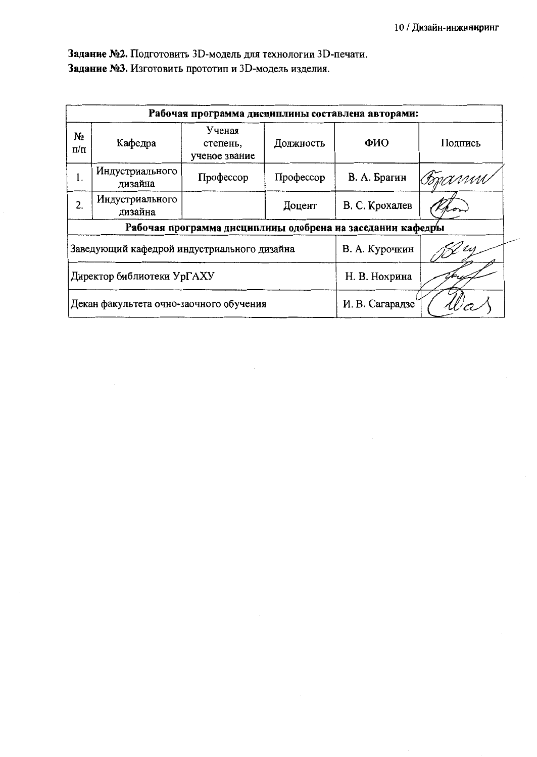**Задание №2.** Подготовить 3D-модель для технологии 3D-печати.

**Задание №3.** Изготовить прототип и 3D-модель изделия.

| **Рабочая программа дисциплины составлена авторами:** | | | | | |
|---|---|---|---|---|---|
| № п/п | Кафедра | Ученая степень, ученое звание | Должность | ФИО | Подпись |
| 1. | Индустриального дизайна | Профессор | Профессор | В. А. Брагин | |
| 2. | Индустриального дизайна | | Доцент | В. С. Крохалев | |
| **Рабочая программа дисциплины одобрена на заседании кафедры** | | | | | |
| Заведующий кафедрой индустриального дизайна | | | | В. А. Курочкин | |
| Директор библиотеки УрГАХУ | | | | Н. В. Нохрина | |
| Декан факультета очно-заочного обучения | | | | И. В. Сагарадзе | |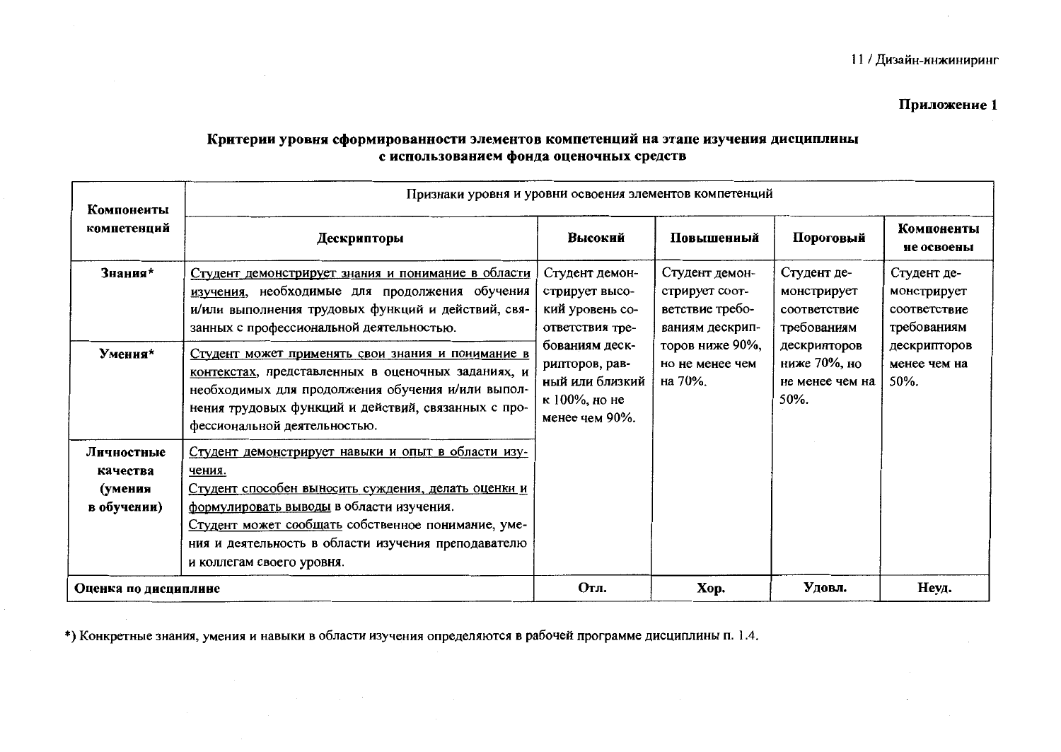**Приложение 1**

**Критерии уровня сформированности элементов компетенций на этапе изучения дисциплины с использованием фонда оценочных средств**

| Компоненты компетенций | Признаки уровня и уровни освоения элементов компетенций | | | | |
|---|---|---|---|---|---|
| | **Дескрипторы** | **Высокий** | **Повышенный** | **Пороговый** | **Компоненты не освоены** |
| **Знания*** | Студент демонстрирует знания и понимание в области изучения, необходимые для продолжения обучения и/или выполнения трудовых функций и действий, связанных с профессиональной деятельностью. | Студент демонстрирует высокий уровень соответствия требованиям дескрипторов, равный или близкий к 100%, но не менее чем 90%. | Студент демонстрирует соответствие требованиям дескрипторов ниже 90%, но не менее чем на 70%. | Студент демонстрирует соответствие требованиям дескрипторов ниже 70%, но не менее чем на 50%. | Студент демонстрирует соответствие требованиям дескрипторов менее чем на 50%. |
| **Умения*** | Студент может применять свои знания и понимание в контекстах, представленных в оценочных заданиях, и необходимых для продолжения обучения и/или выполнения трудовых функций и действий, связанных с профессиональной деятельностью. | | | | |
| **Личностные качества (умения в обучении)** | Студент демонстрирует навыки и опыт в области изучения. Студент способен выносить суждения, делать оценки и формулировать выводы в области изучения. Студент может сообщать собственное понимание, умения и деятельность в области изучения преподавателю и коллегам своего уровня. | | | | |
| **Оценка по дисциплине** | | **Отл.** | **Хор.** | **Удовл.** | **Неуд.** |

*) Конкретные знания, умения и навыки в области изучения определяются в рабочей программе дисциплины п. 1.4.